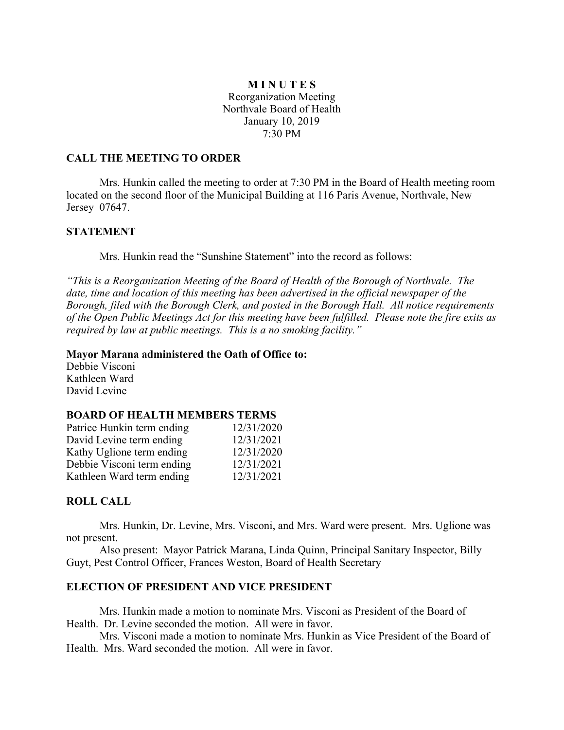**M I N U T E S**
Reorganization Meeting
Northvale Board of Health
January 10, 2019
7:30 PM

## CALL THE MEETING TO ORDER

Mrs. Hunkin called the meeting to order at 7:30 PM in the Board of Health meeting room located on the second floor of the Municipal Building at 116 Paris Avenue, Northvale, New Jersey 07647.

## STATEMENT

Mrs. Hunkin read the "Sunshine Statement" into the record as follows:

*"This is a Reorganization Meeting of the Board of Health of the Borough of Northvale. The date, time and location of this meeting has been advertised in the official newspaper of the Borough, filed with the Borough Clerk, and posted in the Borough Hall. All notice requirements of the Open Public Meetings Act for this meeting have been fulfilled. Please note the fire exits as required by law at public meetings. This is a no smoking facility."*

**Mayor Marana administered the Oath of Office to:**
Debbie Visconi
Kathleen Ward
David Levine

## BOARD OF HEALTH MEMBERS TERMS

| | |
|---|---|
| Patrice Hunkin term ending | 12/31/2020 |
| David Levine term ending | 12/31/2021 |
| Kathy Uglione term ending | 12/31/2020 |
| Debbie Visconi term ending | 12/31/2021 |
| Kathleen Ward term ending | 12/31/2021 |

## ROLL CALL

Mrs. Hunkin, Dr. Levine, Mrs. Visconi, and Mrs. Ward were present. Mrs. Uglione was not present.

Also present: Mayor Patrick Marana, Linda Quinn, Principal Sanitary Inspector, Billy Guyt, Pest Control Officer, Frances Weston, Board of Health Secretary

## ELECTION OF PRESIDENT AND VICE PRESIDENT

Mrs. Hunkin made a motion to nominate Mrs. Visconi as President of the Board of Health. Dr. Levine seconded the motion. All were in favor.

Mrs. Visconi made a motion to nominate Mrs. Hunkin as Vice President of the Board of Health. Mrs. Ward seconded the motion. All were in favor.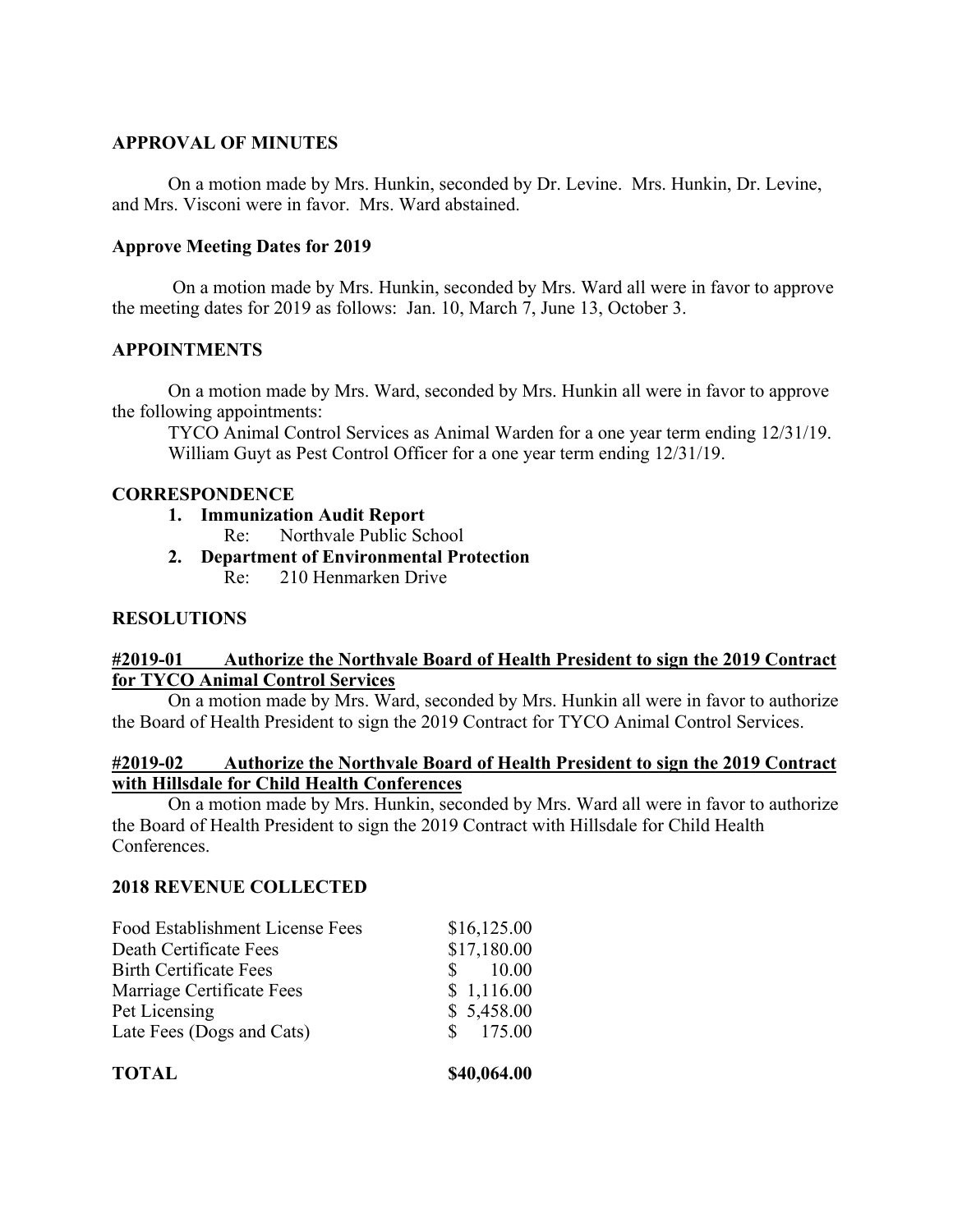## APPROVAL OF MINUTES

On a motion made by Mrs. Hunkin, seconded by Dr. Levine. Mrs. Hunkin, Dr. Levine, and Mrs. Visconi were in favor. Mrs. Ward abstained.

## Approve Meeting Dates for 2019

On a motion made by Mrs. Hunkin, seconded by Mrs. Ward all were in favor to approve the meeting dates for 2019 as follows: Jan. 10, March 7, June 13, October 3.

## APPOINTMENTS

On a motion made by Mrs. Ward, seconded by Mrs. Hunkin all were in favor to approve the following appointments:

TYCO Animal Control Services as Animal Warden for a one year term ending 12/31/19.
William Guyt as Pest Control Officer for a one year term ending 12/31/19.

## CORRESPONDENCE

1. **Immunization Audit Report**
   Re: Northvale Public School
2. **Department of Environmental Protection**
   Re: 210 Henmarken Drive

## RESOLUTIONS

**#2019-01 Authorize the Northvale Board of Health President to sign the 2019 Contract for TYCO Animal Control Services**

On a motion made by Mrs. Ward, seconded by Mrs. Hunkin all were in favor to authorize the Board of Health President to sign the 2019 Contract for TYCO Animal Control Services.

**#2019-02 Authorize the Northvale Board of Health President to sign the 2019 Contract with Hillsdale for Child Health Conferences**

On a motion made by Mrs. Hunkin, seconded by Mrs. Ward all were in favor to authorize the Board of Health President to sign the 2019 Contract with Hillsdale for Child Health Conferences.

## 2018 REVENUE COLLECTED

| | |
|---|---|
| Food Establishment License Fees | $16,125.00 |
| Death Certificate Fees | $17,180.00 |
| Birth Certificate Fees | $ 10.00 |
| Marriage Certificate Fees | $ 1,116.00 |
| Pet Licensing | $ 5,458.00 |
| Late Fees (Dogs and Cats) | $ 175.00 |
| **TOTAL** | **$40,064.00** |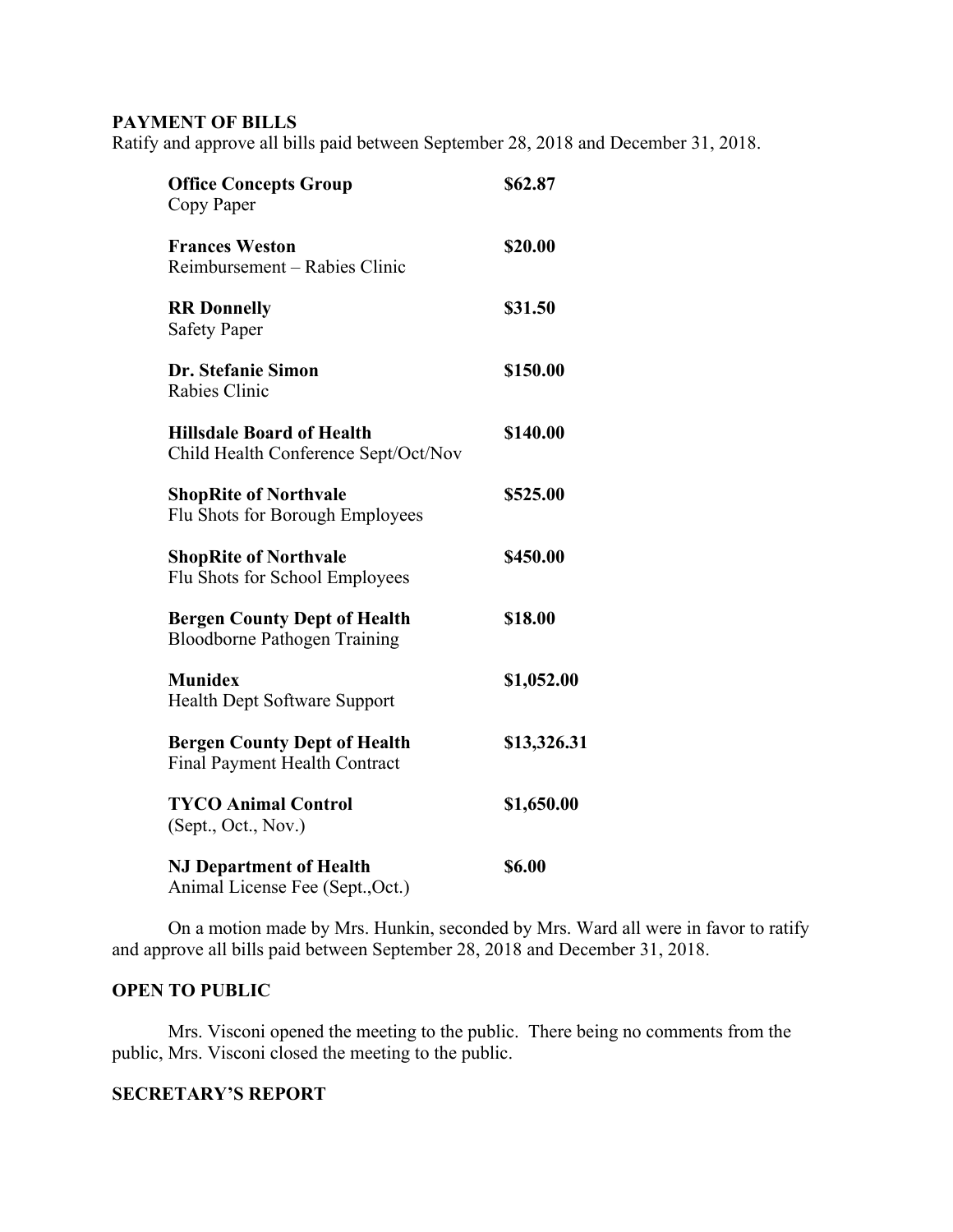## PAYMENT OF BILLS

Ratify and approve all bills paid between September 28, 2018 and December 31, 2018.

| | |
|---|---|
| **Office Concepts Group**<br>Copy Paper | **$62.87** |
| **Frances Weston**<br>Reimbursement – Rabies Clinic | **$20.00** |
| **RR Donnelly**<br>Safety Paper | **$31.50** |
| **Dr. Stefanie Simon**<br>Rabies Clinic | **$150.00** |
| **Hillsdale Board of Health**<br>Child Health Conference Sept/Oct/Nov | **$140.00** |
| **ShopRite of Northvale**<br>Flu Shots for Borough Employees | **$525.00** |
| **ShopRite of Northvale**<br>Flu Shots for School Employees | **$450.00** |
| **Bergen County Dept of Health**<br>Bloodborne Pathogen Training | **$18.00** |
| **Munidex**<br>Health Dept Software Support | **$1,052.00** |
| **Bergen County Dept of Health**<br>Final Payment Health Contract | **$13,326.31** |
| **TYCO Animal Control**<br>(Sept., Oct., Nov.) | **$1,650.00** |
| **NJ Department of Health**<br>Animal License Fee (Sept.,Oct.) | **$6.00** |

On a motion made by Mrs. Hunkin, seconded by Mrs. Ward all were in favor to ratify and approve all bills paid between September 28, 2018 and December 31, 2018.

## OPEN TO PUBLIC

Mrs. Visconi opened the meeting to the public. There being no comments from the public, Mrs. Visconi closed the meeting to the public.

## SECRETARY'S REPORT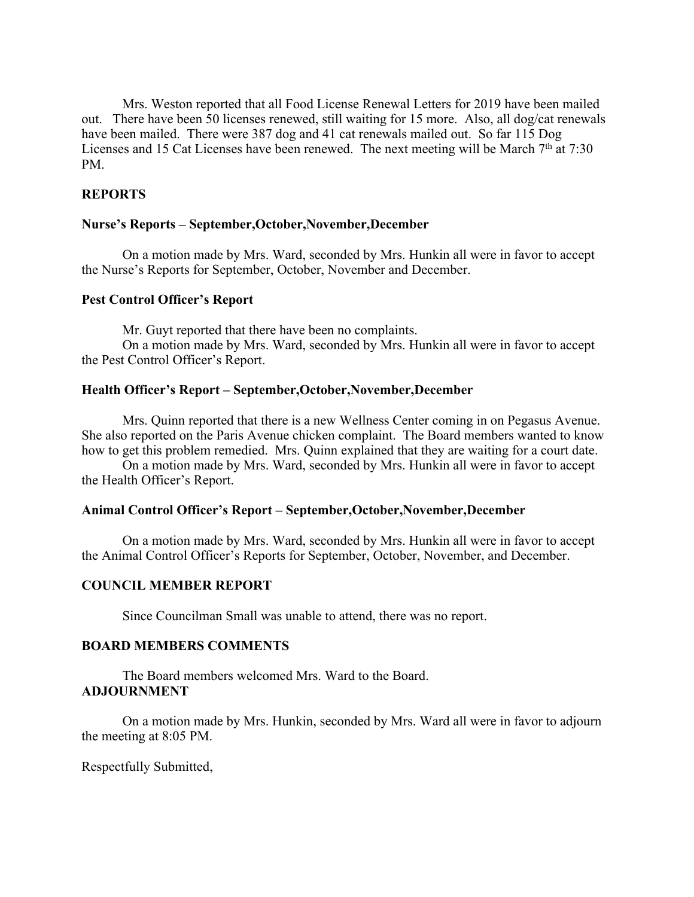Mrs. Weston reported that all Food License Renewal Letters for 2019 have been mailed out. There have been 50 licenses renewed, still waiting for 15 more. Also, all dog/cat renewals have been mailed. There were 387 dog and 41 cat renewals mailed out. So far 115 Dog Licenses and 15 Cat Licenses have been renewed. The next meeting will be March 7th at 7:30 PM.

**REPORTS**

**Nurse's Reports – September,October,November,December**

On a motion made by Mrs. Ward, seconded by Mrs. Hunkin all were in favor to accept the Nurse's Reports for September, October, November and December.

**Pest Control Officer's Report**

Mr. Guyt reported that there have been no complaints.

On a motion made by Mrs. Ward, seconded by Mrs. Hunkin all were in favor to accept the Pest Control Officer's Report.

**Health Officer's Report – September,October,November,December**

Mrs. Quinn reported that there is a new Wellness Center coming in on Pegasus Avenue. She also reported on the Paris Avenue chicken complaint. The Board members wanted to know how to get this problem remedied. Mrs. Quinn explained that they are waiting for a court date.

On a motion made by Mrs. Ward, seconded by Mrs. Hunkin all were in favor to accept the Health Officer's Report.

**Animal Control Officer's Report – September,October,November,December**

On a motion made by Mrs. Ward, seconded by Mrs. Hunkin all were in favor to accept the Animal Control Officer's Reports for September, October, November, and December.

**COUNCIL MEMBER REPORT**

Since Councilman Small was unable to attend, there was no report.

**BOARD MEMBERS COMMENTS**

The Board members welcomed Mrs. Ward to the Board.

**ADJOURNMENT**

On a motion made by Mrs. Hunkin, seconded by Mrs. Ward all were in favor to adjourn the meeting at 8:05 PM.

Respectfully Submitted,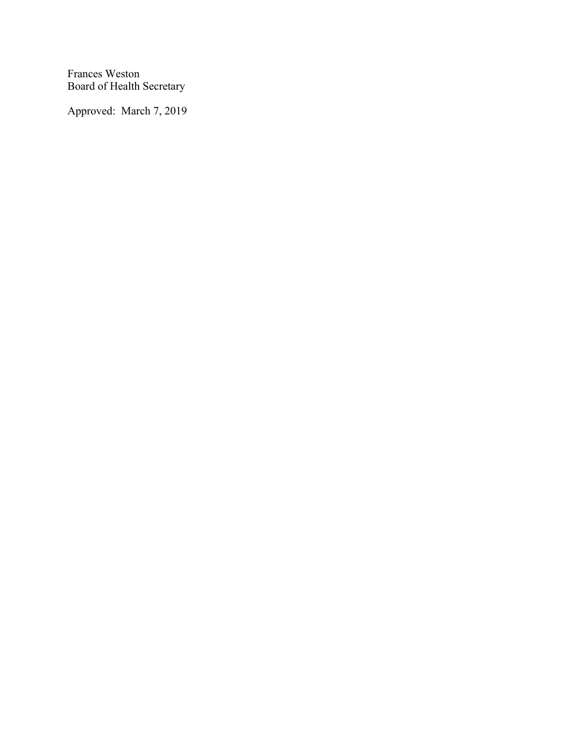Frances Weston
Board of Health Secretary

Approved: March 7, 2019